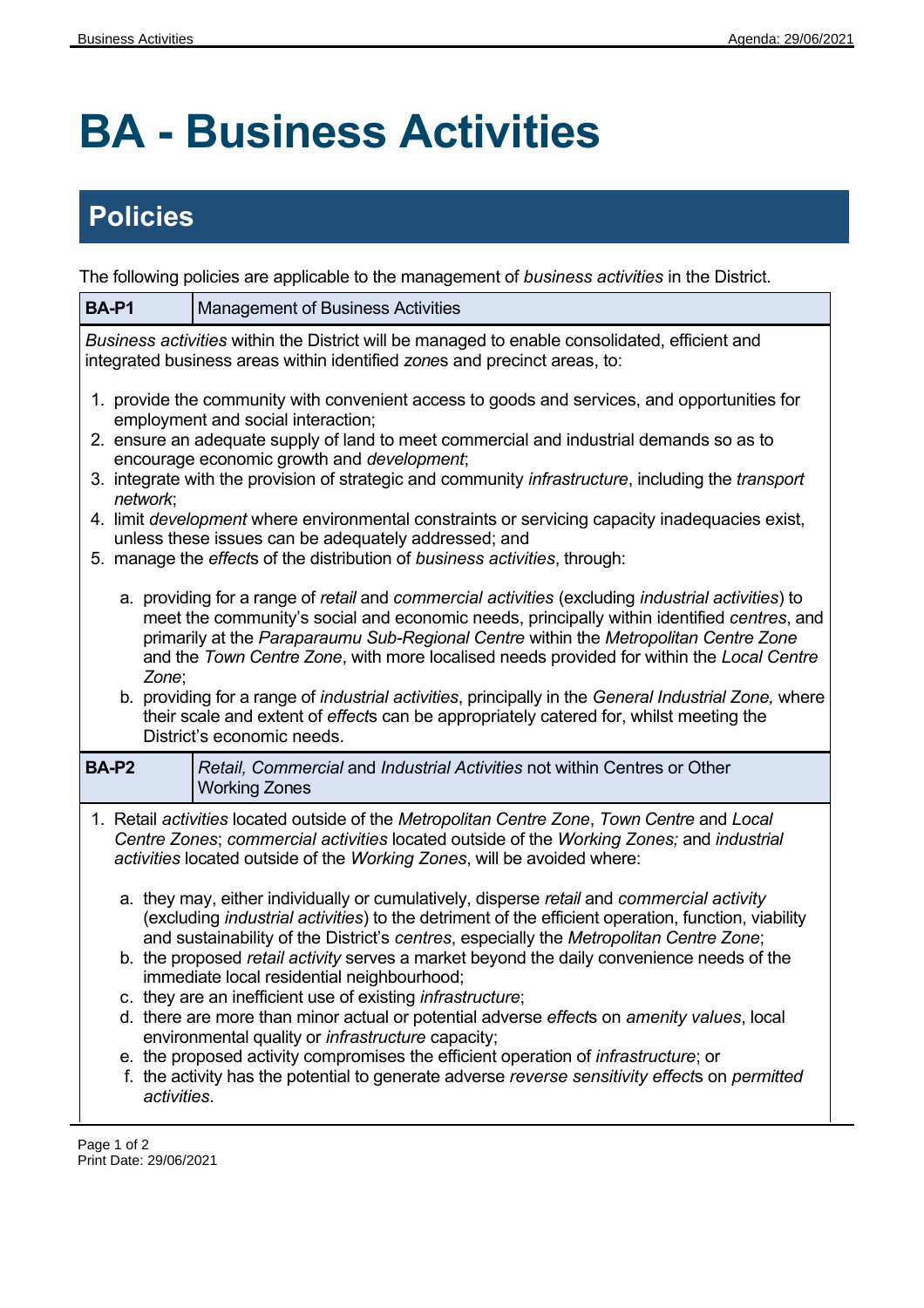# BA - Business Activities

## Policies

The following policies are applicable to the management of *business activities* in the District.

**BA-P1** Management of Business Activities

*Business activities* within the District will be managed to enable consolidated, efficient and integrated business areas within identified *zone*s and precinct areas, to:

1. provide the community with convenient access to goods and services, and opportunities for employment and social interaction;
2. ensure an adequate supply of land to meet commercial and industrial demands so as to encourage economic growth and *development*;
3. integrate with the provision of strategic and community *infrastructure*, including the *transport network*;
4. limit *development* where environmental constraints or servicing capacity inadequacies exist, unless these issues can be adequately addressed; and
5. manage the *effect*s of the distribution of *business activities*, through:

    a. providing for a range of *retail* and *commercial activities* (excluding *industrial activities*) to meet the community's social and economic needs, principally within identified *centres*, and primarily at the *Paraparaumu Sub-Regional Centre* within the *Metropolitan Centre Zone* and the *Town Centre Zone*, with more localised needs provided for within the *Local Centre Zone*;
    b. providing for a range of *industrial activities*, principally in the *General Industrial Zone,* where their scale and extent of *effect*s can be appropriately catered for, whilst meeting the District's economic needs.

**BA-P2** *Retail, Commercial* and *Industrial Activities* not within Centres or Other Working Zones

1. Retail *activities* located outside of the *Metropolitan Centre Zone*, *Town Centre* and *Local Centre Zones*; *commercial activities* located outside of the *Working Zones;* and *industrial activities* located outside of the *Working Zones*, will be avoided where:

    a. they may, either individually or cumulatively, disperse *retail* and *commercial activity* (excluding *industrial activities*) to the detriment of the efficient operation, function, viability and sustainability of the District's *centres*, especially the *Metropolitan Centre Zone*;
    b. the proposed *retail activity* serves a market beyond the daily convenience needs of the immediate local residential neighbourhood;
    c. they are an inefficient use of existing *infrastructure*;
    d. there are more than minor actual or potential adverse *effect*s on *amenity values*, local environmental quality or *infrastructure* capacity;
    e. the proposed activity compromises the efficient operation of *infrastructure*; or
    f. the activity has the potential to generate adverse *reverse sensitivity effect*s on *permitted activities*.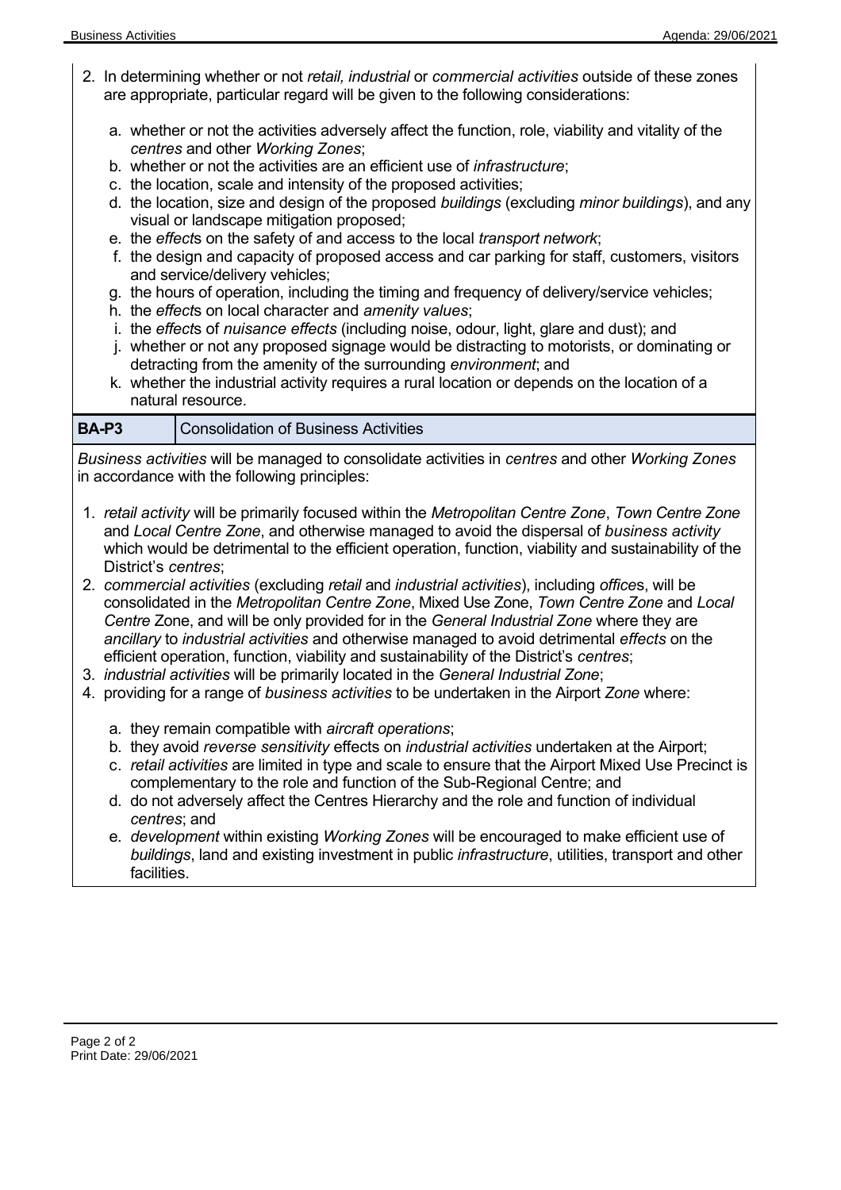2. In determining whether or not *retail, industrial* or *commercial activities* outside of these zones are appropriate, particular regard will be given to the following considerations:

   a. whether or not the activities adversely affect the function, role, viability and vitality of the *centres* and other *Working Zones*;
   b. whether or not the activities are an efficient use of *infrastructure*;
   c. the location, scale and intensity of the proposed activities;
   d. the location, size and design of the proposed *buildings* (excluding *minor buildings*), and any visual or landscape mitigation proposed;
   e. the *effect*s on the safety of and access to the local *transport network*;
   f. the design and capacity of proposed access and car parking for staff, customers, visitors and service/delivery vehicles;
   g. the hours of operation, including the timing and frequency of delivery/service vehicles;
   h. the *effect*s on local character and *amenity values*;
   i. the *effect*s of *nuisance effects* (including noise, odour, light, glare and dust); and
   j. whether or not any proposed signage would be distracting to motorists, or dominating or detracting from the amenity of the surrounding *environment*; and
   k. whether the industrial activity requires a rural location or depends on the location of a natural resource.

| **BA-P3** | Consolidation of Business Activities |
|---|---|

*Business activities* will be managed to consolidate activities in *centres* and other *Working Zones* in accordance with the following principles:

1. *retail activity* will be primarily focused within the *Metropolitan Centre Zone*, *Town Centre Zone* and *Local Centre Zone*, and otherwise managed to avoid the dispersal of *business activity* which would be detrimental to the efficient operation, function, viability and sustainability of the District's *centres*;
2. *commercial activities* (excluding *retail* and *industrial activities*), including *office*s, will be consolidated in the *Metropolitan Centre Zone*, Mixed Use Zone, *Town Centre Zone* and *Local Centre* Zone, and will be only provided for in the *General Industrial Zone* where they are *ancillary* to *industrial activities* and otherwise managed to avoid detrimental *effects* on the efficient operation, function, viability and sustainability of the District's *centres*;
3. *industrial activities* will be primarily located in the *General Industrial Zone*;
4. providing for a range of *business activities* to be undertaken in the Airport *Zone* where:

   a. they remain compatible with *aircraft operations*;
   b. they avoid *reverse sensitivity* effects on *industrial activities* undertaken at the Airport;
   c. *retail activities* are limited in type and scale to ensure that the Airport Mixed Use Precinct is complementary to the role and function of the Sub-Regional Centre; and
   d. do not adversely affect the Centres Hierarchy and the role and function of individual *centres*; and
   e. *development* within existing *Working Zones* will be encouraged to make efficient use of *buildings*, land and existing investment in public *infrastructure*, utilities, transport and other facilities.